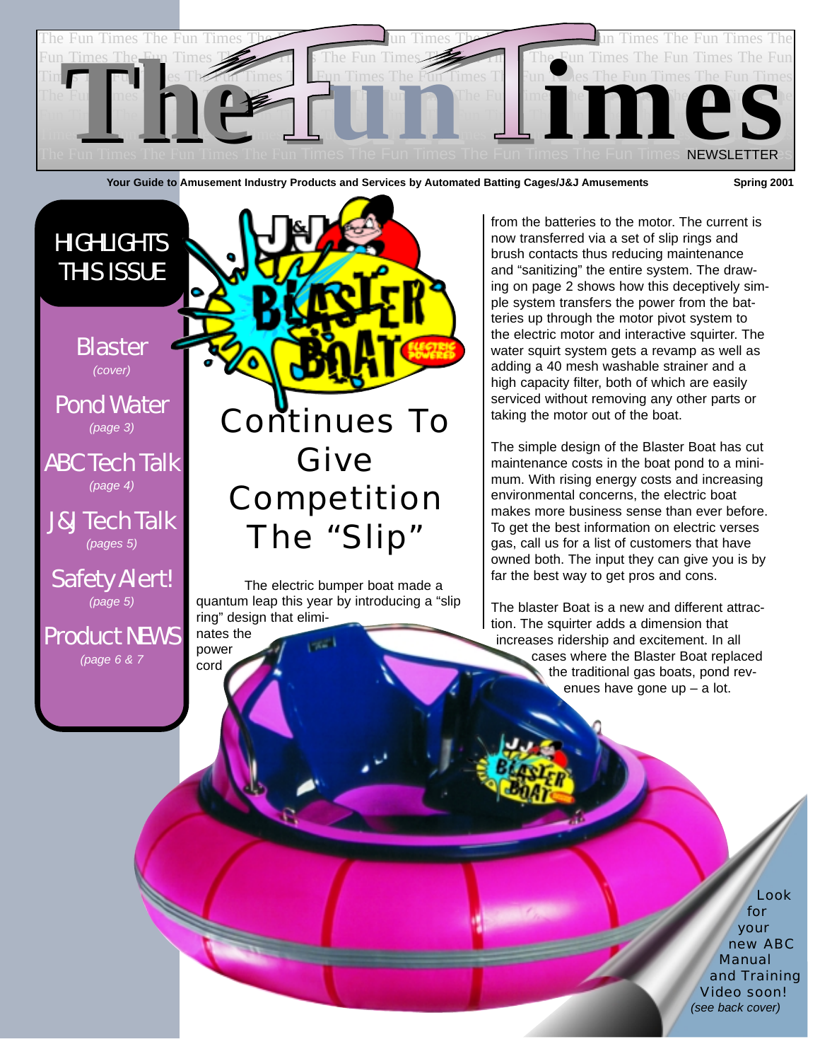# The Fun Times

NEWSLETTER

**Your Guide to Amusement Industry Products and Services by Automated Batting Cages/J&J Amusements** **Spring 2001**

## HIGHLIGHTS THIS ISSUE

Blaster
*(cover)*

Pond Water
*(page 3)*

ABC Tech Talk
*(page 4)*

J&J Tech Talk
*(pages 5)*

Safety Alert!
*(page 5)*

Product NEWS
*(page 6 & 7)*

# J&J Blaster Boat Continues To Give Competition The "Slip"

The electric bumper boat made a quantum leap this year by introducing a "slip ring" design that eliminates the power cord from the batteries to the motor. The current is now transferred via a set of slip rings and brush contacts thus reducing maintenance and "sanitizing" the entire system. The drawing on page 2 shows how this deceptively simple system transfers the power from the batteries up through the motor pivot system to the electric motor and interactive squirter. The water squirt system gets a revamp as well as adding a 40 mesh washable strainer and a high capacity filter, both of which are easily serviced without removing any other parts or taking the motor out of the boat.

The simple design of the Blaster Boat has cut maintenance costs in the boat pond to a minimum. With rising energy costs and increasing environmental concerns, the electric boat makes more business sense than ever before. To get the best information on electric verses gas, call us for a list of customers that have owned both. The input they can give you is by far the best way to get pros and cons.

The blaster Boat is a new and different attraction. The squirter adds a dimension that increases ridership and excitement. In all cases where the Blaster Boat replaced the traditional gas boats, pond revenues have gone up – a lot.

Look for your new ABC Manual and Training Video soon!
*(see back cover)*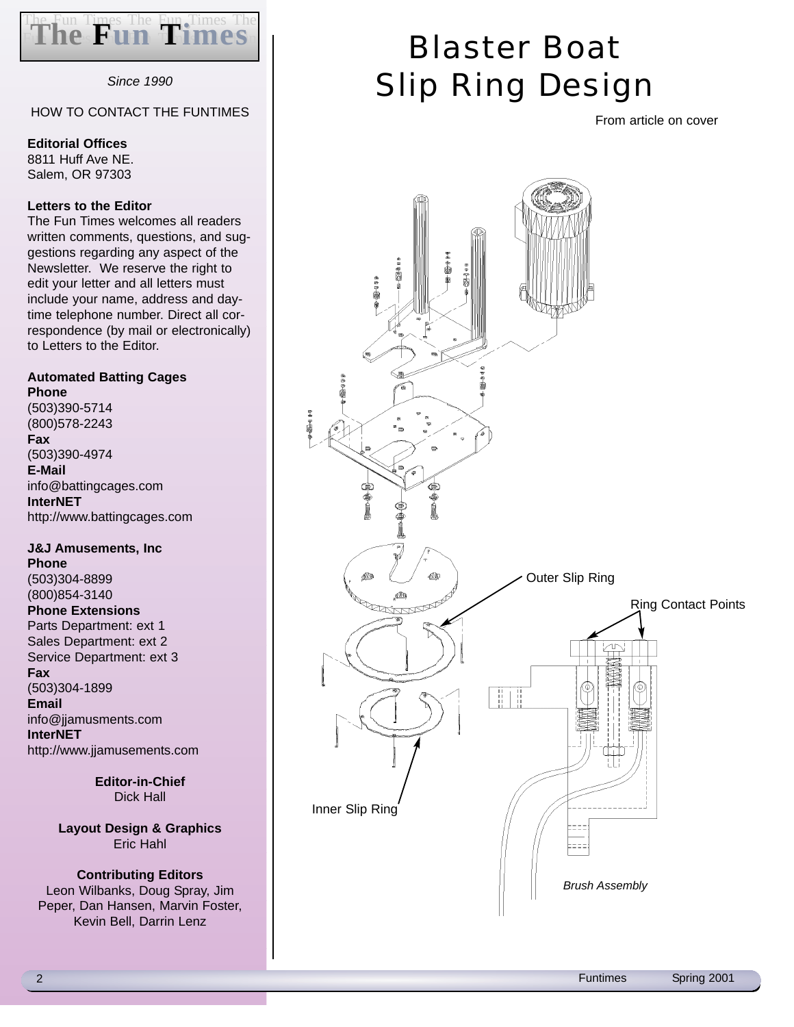# The Fun Times

*Since 1990*

HOW TO CONTACT THE FUNTIMES

**Editorial Offices**
8811 Huff Ave NE.
Salem, OR 97303

**Letters to the Editor**
The Fun Times welcomes all readers written comments, questions, and suggestions regarding any aspect of the Newsletter. We reserve the right to edit your letter and all letters must include your name, address and daytime telephone number. Direct all correspondence (by mail or electronically) to Letters to the Editor.

**Automated Batting Cages**
**Phone**
(503)390-5714
(800)578-2243
**Fax**
(503)390-4974
**E-Mail**
info@battingcages.com
**InterNET**
http://www.battingcages.com

**J&J Amusements, Inc**
**Phone**
(503)304-8899
(800)854-3140
**Phone Extensions**
Parts Department: ext 1
Sales Department: ext 2
Service Department: ext 3
**Fax**
(503)304-1899
**Email**
info@jjamusments.com
**InterNET**
http://www.jjamusements.com

**Editor-in-Chief**
Dick Hall

**Layout Design & Graphics**
Eric Hahl

**Contributing Editors**
Leon Wilbanks, Doug Spray, Jim Peper, Dan Hansen, Marvin Foster, Kevin Bell, Darrin Lenz

# Blaster Boat Slip Ring Design

From article on cover

Outer Slip Ring

Ring Contact Points

Inner Slip Ring

*Brush Assembly*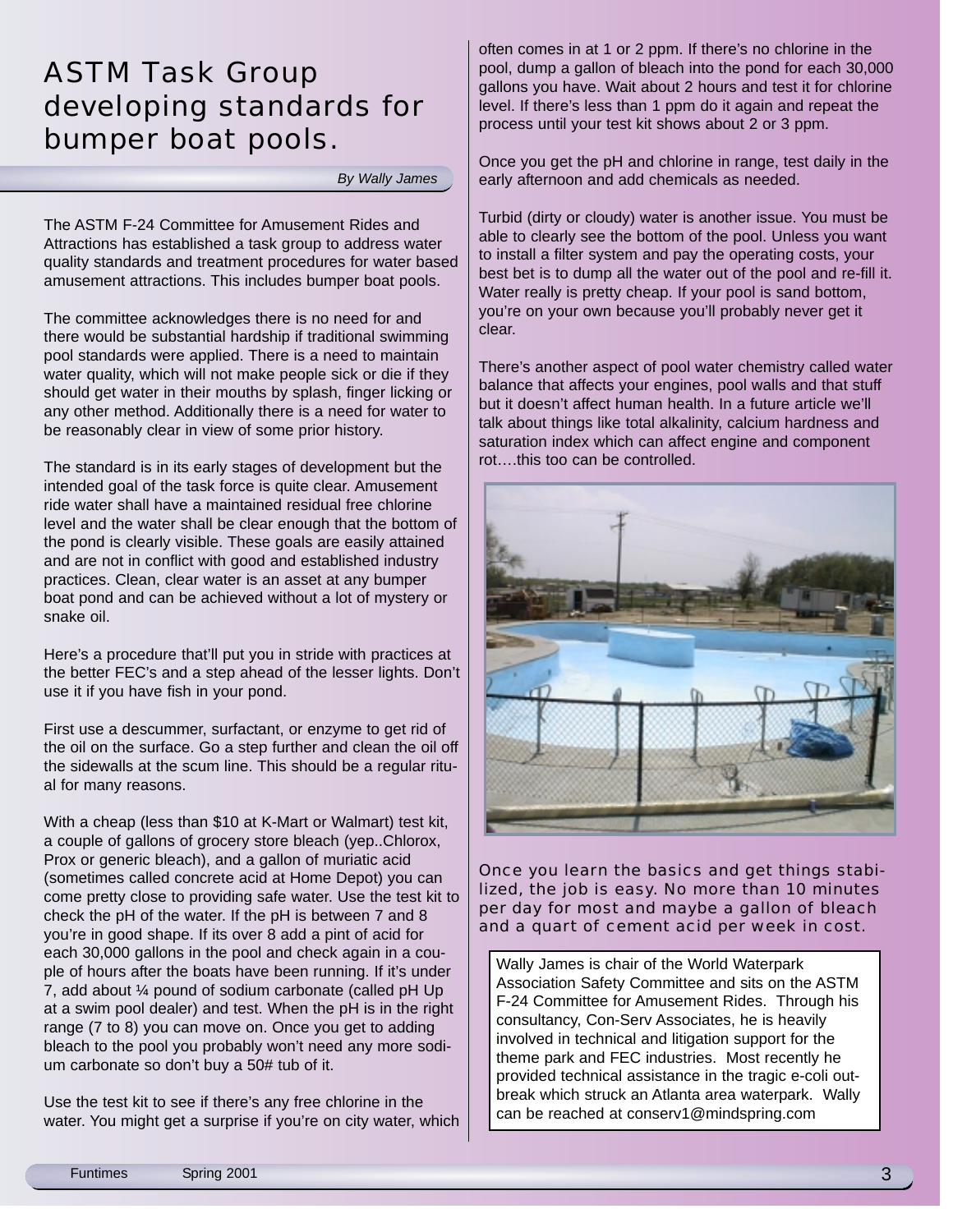# ASTM Task Group developing standards for bumper boat pools.

*By Wally James*

The ASTM F-24 Committee for Amusement Rides and Attractions has established a task group to address water quality standards and treatment procedures for water based amusement attractions. This includes bumper boat pools.

The committee acknowledges there is no need for and there would be substantial hardship if traditional swimming pool standards were applied. There is a need to maintain water quality, which will not make people sick or die if they should get water in their mouths by splash, finger licking or any other method. Additionally there is a need for water to be reasonably clear in view of some prior history.

The standard is in its early stages of development but the intended goal of the task force is quite clear. Amusement ride water shall have a maintained residual free chlorine level and the water shall be clear enough that the bottom of the pond is clearly visible. These goals are easily attained and are not in conflict with good and established industry practices. Clean, clear water is an asset at any bumper boat pond and can be achieved without a lot of mystery or snake oil.

Here's a procedure that'll put you in stride with practices at the better FEC's and a step ahead of the lesser lights. Don't use it if you have fish in your pond.

First use a descummer, surfactant, or enzyme to get rid of the oil on the surface. Go a step further and clean the oil off the sidewalls at the scum line. This should be a regular ritual for many reasons.

With a cheap (less than $10 at K-Mart or Walmart) test kit, a couple of gallons of grocery store bleach (yep..Chlorox, Prox or generic bleach), and a gallon of muriatic acid (sometimes called concrete acid at Home Depot) you can come pretty close to providing safe water. Use the test kit to check the pH of the water. If the pH is between 7 and 8 you're in good shape. If its over 8 add a pint of acid for each 30,000 gallons in the pool and check again in a couple of hours after the boats have been running. If it's under 7, add about ¼ pound of sodium carbonate (called pH Up at a swim pool dealer) and test. When the pH is in the right range (7 to 8) you can move on. Once you get to adding bleach to the pool you probably won't need any more sodium carbonate so don't buy a 50# tub of it.

Use the test kit to see if there's any free chlorine in the water. You might get a surprise if you're on city water, which often comes in at 1 or 2 ppm. If there's no chlorine in the pool, dump a gallon of bleach into the pond for each 30,000 gallons you have. Wait about 2 hours and test it for chlorine level. If there's less than 1 ppm do it again and repeat the process until your test kit shows about 2 or 3 ppm.

Once you get the pH and chlorine in range, test daily in the early afternoon and add chemicals as needed.

Turbid (dirty or cloudy) water is another issue. You must be able to clearly see the bottom of the pool. Unless you want to install a filter system and pay the operating costs, your best bet is to dump all the water out of the pool and re-fill it. Water really is pretty cheap. If your pool is sand bottom, you're on your own because you'll probably never get it clear.

There's another aspect of pool water chemistry called water balance that affects your engines, pool walls and that stuff but it doesn't affect human health. In a future article we'll talk about things like total alkalinity, calcium hardness and saturation index which can affect engine and component rot….this too can be controlled.

Once you learn the basics and get things stabilized, the job is easy. No more than 10 minutes per day for most and maybe a gallon of bleach and a quart of cement acid per week in cost.

Wally James is chair of the World Waterpark Association Safety Committee and sits on the ASTM F-24 Committee for Amusement Rides. Through his consultancy, Con-Serv Associates, he is heavily involved in technical and litigation support for the theme park and FEC industries. Most recently he provided technical assistance in the tragic e-coli outbreak which struck an Atlanta area waterpark. Wally can be reached at conserv1@mindspring.com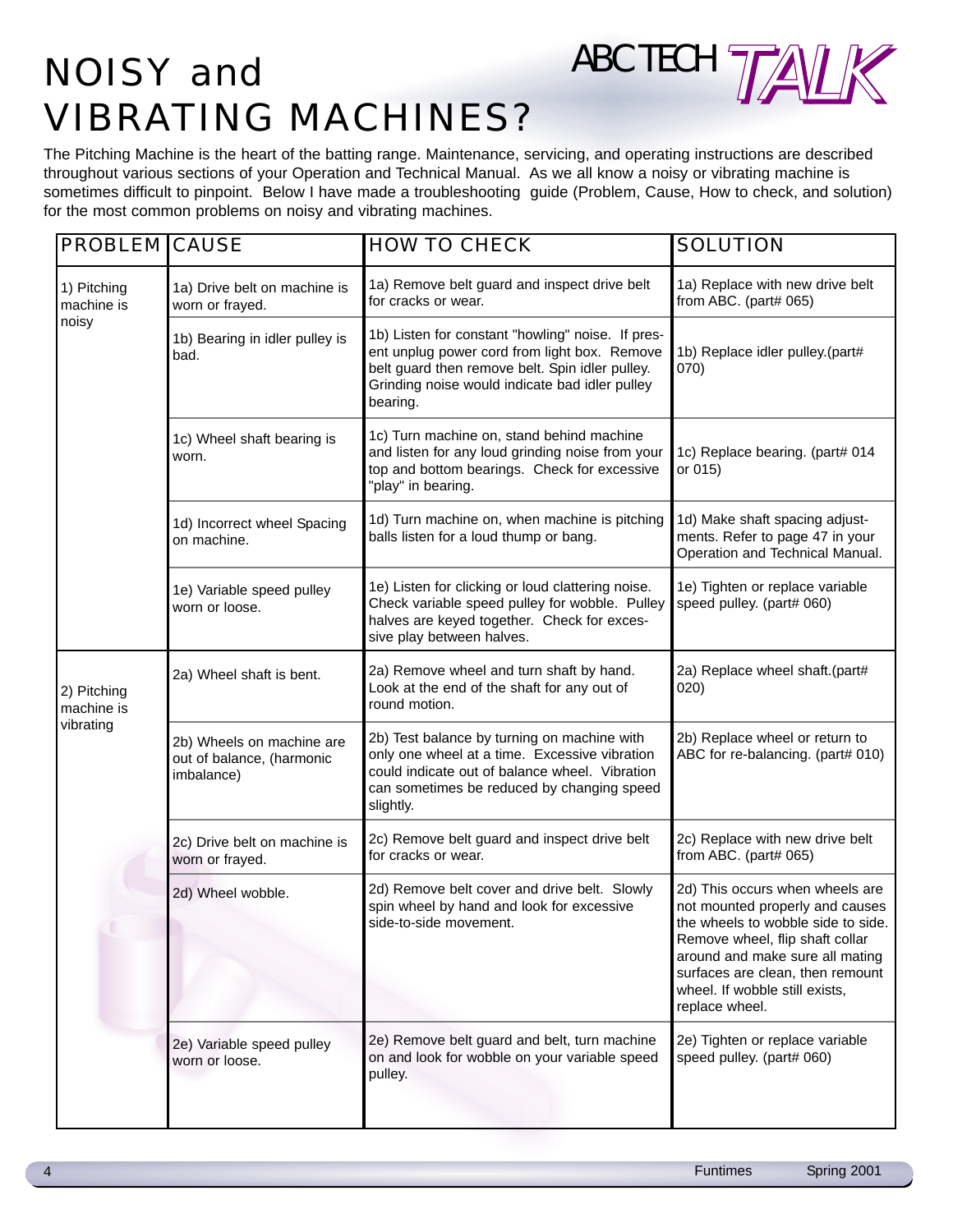# NOISY and VIBRATING MACHINES?

ABC TECH TALK

The Pitching Machine is the heart of the batting range. Maintenance, servicing, and operating instructions are described throughout various sections of your Operation and Technical Manual. As we all know a noisy or vibrating machine is sometimes difficult to pinpoint. Below I have made a troubleshooting guide (Problem, Cause, How to check, and solution) for the most common problems on noisy and vibrating machines.

| PROBLEM | CAUSE | HOW TO CHECK | SOLUTION |
|---|---|---|---|
| 1) Pitching machine is noisy | 1a) Drive belt on machine is worn or frayed. | 1a) Remove belt guard and inspect drive belt for cracks or wear. | 1a) Replace with new drive belt from ABC. (part# 065) |
| | 1b) Bearing in idler pulley is bad. | 1b) Listen for constant "howling" noise. If present unplug power cord from light box. Remove belt guard then remove belt. Spin idler pulley. Grinding noise would indicate bad idler pulley bearing. | 1b) Replace idler pulley.(part# 070) |
| | 1c) Wheel shaft bearing is worn. | 1c) Turn machine on, stand behind machine and listen for any loud grinding noise from your top and bottom bearings. Check for excessive "play" in bearing. | 1c) Replace bearing. (part# 014 or 015) |
| | 1d) Incorrect wheel Spacing on machine. | 1d) Turn machine on, when machine is pitching balls listen for a loud thump or bang. | 1d) Make shaft spacing adjustments. Refer to page 47 in your Operation and Technical Manual. |
| | 1e) Variable speed pulley worn or loose. | 1e) Listen for clicking or loud clattering noise. Check variable speed pulley for wobble. Pulley halves are keyed together. Check for excessive play between halves. | 1e) Tighten or replace variable speed pulley. (part# 060) |
| 2) Pitching machine is vibrating | 2a) Wheel shaft is bent. | 2a) Remove wheel and turn shaft by hand. Look at the end of the shaft for any out of round motion. | 2a) Replace wheel shaft.(part# 020) |
| | 2b) Wheels on machine are out of balance, (harmonic imbalance) | 2b) Test balance by turning on machine with only one wheel at a time. Excessive vibration could indicate out of balance wheel. Vibration can sometimes be reduced by changing speed slightly. | 2b) Replace wheel or return to ABC for re-balancing. (part# 010) |
| | 2c) Drive belt on machine is worn or frayed. | 2c) Remove belt guard and inspect drive belt for cracks or wear. | 2c) Replace with new drive belt from ABC. (part# 065) |
| | 2d) Wheel wobble. | 2d) Remove belt cover and drive belt. Slowly spin wheel by hand and look for excessive side-to-side movement. | 2d) This occurs when wheels are not mounted properly and causes the wheels to wobble side to side. Remove wheel, flip shaft collar around and make sure all mating surfaces are clean, then remount wheel. If wobble still exists, replace wheel. |
| | 2e) Variable speed pulley worn or loose. | 2e) Remove belt guard and belt, turn machine on and look for wobble on your variable speed pulley. | 2e) Tighten or replace variable speed pulley. (part# 060) |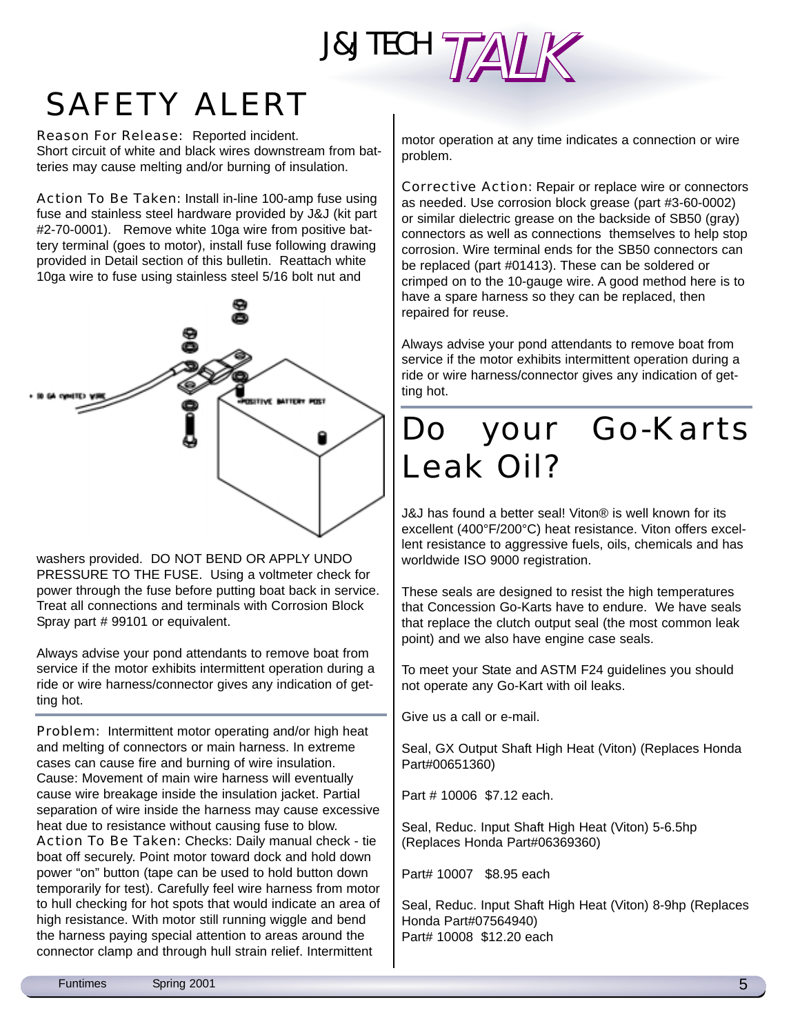# SAFETY ALERT

Reason For Release: Reported incident.
Short circuit of white and black wires downstream from batteries may cause melting and/or burning of insulation.

Action To Be Taken: Install in-line 100-amp fuse using fuse and stainless steel hardware provided by J&J (kit part #2-70-0001). Remove white 10ga wire from positive battery terminal (goes to motor), install fuse following drawing provided in Detail section of this bulletin. Reattach white 10ga wire to fuse using stainless steel 5/16 bolt nut and washers provided. DO NOT BEND OR APPLY UNDO PRESSURE TO THE FUSE. Using a voltmeter check for power through the fuse before putting boat back in service. Treat all connections and terminals with Corrosion Block Spray part # 99101 or equivalent.

Always advise your pond attendants to remove boat from service if the motor exhibits intermittent operation during a ride or wire harness/connector gives any indication of getting hot.

Problem: Intermittent motor operating and/or high heat and melting of connectors or main harness. In extreme cases can cause fire and burning of wire insulation.
Cause: Movement of main wire harness will eventually cause wire breakage inside the insulation jacket. Partial separation of wire inside the harness may cause excessive heat due to resistance without causing fuse to blow.
Action To Be Taken: Checks: Daily manual check - tie boat off securely. Point motor toward dock and hold down power "on" button (tape can be used to hold button down temporarily for test). Carefully feel wire harness from motor to hull checking for hot spots that would indicate an area of high resistance. With motor still running wiggle and bend the harness paying special attention to areas around the connector clamp and through hull strain relief. Intermittent motor operation at any time indicates a connection or wire problem.

Corrective Action: Repair or replace wire or connectors as needed. Use corrosion block grease (part #3-60-0002) or similar dielectric grease on the backside of SB50 (gray) connectors as well as connections themselves to help stop corrosion. Wire terminal ends for the SB50 connectors can be replaced (part #01413). These can be soldered or crimped on to the 10-gauge wire. A good method here is to have a spare harness so they can be replaced, then repaired for reuse.

Always advise your pond attendants to remove boat from service if the motor exhibits intermittent operation during a ride or wire harness/connector gives any indication of getting hot.

# Do your Go-Karts Leak Oil?

J&J has found a better seal! Viton® is well known for its excellent (400°F/200°C) heat resistance. Viton offers excellent resistance to aggressive fuels, oils, chemicals and has worldwide ISO 9000 registration.

These seals are designed to resist the high temperatures that Concession Go-Karts have to endure. We have seals that replace the clutch output seal (the most common leak point) and we also have engine case seals.

To meet your State and ASTM F24 guidelines you should not operate any Go-Kart with oil leaks.

Give us a call or e-mail.

Seal, GX Output Shaft High Heat (Viton) (Replaces Honda Part#00651360)

Part # 10006 $7.12 each.

Seal, Reduc. Input Shaft High Heat (Viton) 5-6.5hp (Replaces Honda Part#06369360)

Part# 10007 $8.95 each

Seal, Reduc. Input Shaft High Heat (Viton) 8-9hp (Replaces Honda Part#07564940)
Part# 10008 $12.20 each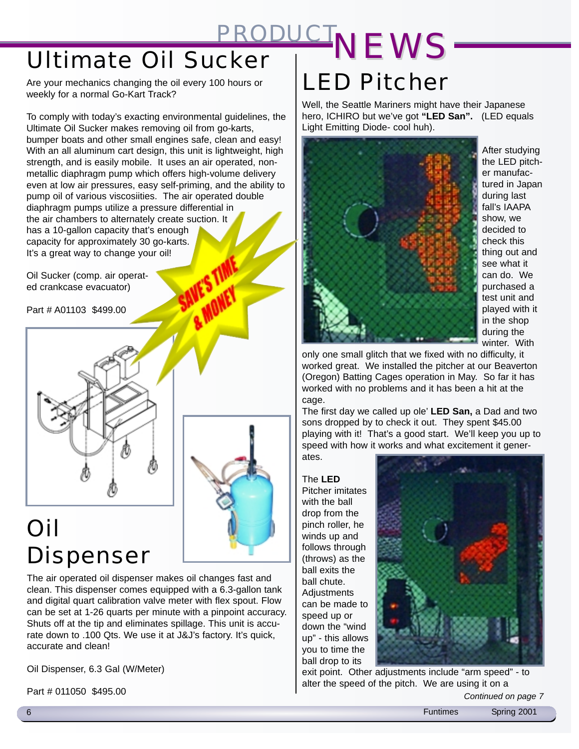# PRODUCT NEWS

## Ultimate Oil Sucker

Are your mechanics changing the oil every 100 hours or weekly for a normal Go-Kart Track?

To comply with today's exacting environmental guidelines, the Ultimate Oil Sucker makes removing oil from go-karts, bumper boats and other small engines safe, clean and easy! With an all aluminum cart design, this unit is lightweight, high strength, and is easily mobile. It uses an air operated, non-metallic diaphragm pump which offers high-volume delivery even at low air pressures, easy self-priming, and the ability to pump oil of various viscosiities. The air operated double diaphragm pumps utilize a pressure differential in the air chambers to alternately create suction. It has a 10-gallon capacity that's enough capacity for approximately 30 go-karts. It's a great way to change your oil!

Oil Sucker (comp. air operated crankcase evacuator)

Part # A01103 $499.00

SAVE'S TIME & MONEY

## Oil Dispenser

The air operated oil dispenser makes oil changes fast and clean. This dispenser comes equipped with a 6.3-gallon tank and digital quart calibration valve meter with flex spout. Flow can be set at 1-26 quarts per minute with a pinpoint accuracy. Shuts off at the tip and eliminates spillage. This unit is accurate down to .100 Qts. We use it at J&J's factory. It's quick, accurate and clean!

Oil Dispenser, 6.3 Gal (W/Meter)

Part # 011050 $495.00

## LED Pitcher

Well, the Seattle Mariners might have their Japanese hero, ICHIRO but we've got **"LED San".** (LED equals Light Emitting Diode- cool huh).

After studying the LED pitcher manufactured in Japan during last fall's IAAPA show, we decided to check this thing out and see what it can do. We purchased a test unit and played with it in the shop during the winter. With only one small glitch that we fixed with no difficulty, it worked great. We installed the pitcher at our Beaverton (Oregon) Batting Cages operation in May. So far it has worked with no problems and it has been a hit at the cage.

The first day we called up ole' **LED San,** a Dad and two sons dropped by to check it out. They spent $45.00 playing with it! That's a good start. We'll keep you up to speed with how it works and what excitement it generates.

The **LED** Pitcher imitates with the ball drop from the pinch roller, he winds up and follows through (throws) as the ball exits the ball chute. Adjustments can be made to speed up or down the "wind up" - this allows you to time the ball drop to its exit point. Other adjustments include "arm speed" - to alter the speed of the pitch. We are using it on a

*Continued on page 7*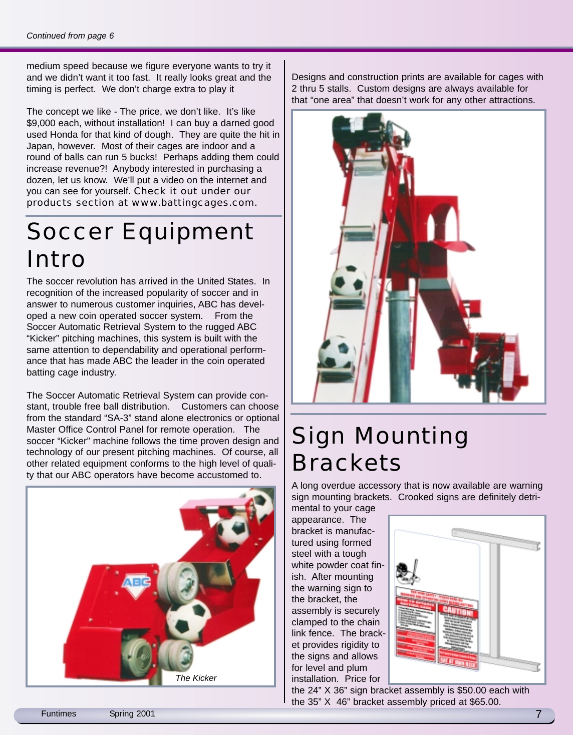*Continued from page 6*

medium speed because we figure everyone wants to try it and we didn't want it too fast. It really looks great and the timing is perfect. We don't charge extra to play it

The concept we like - The price, we don't like. It's like $9,000 each, without installation! I can buy a darned good used Honda for that kind of dough. They are quite the hit in Japan, however. Most of their cages are indoor and a round of balls can run 5 bucks! Perhaps adding them could increase revenue?! Anybody interested in purchasing a dozen, let us know. We'll put a video on the internet and you can see for yourself. Check it out under our products section at www.battingcages.com.

# Soccer Equipment Intro

The soccer revolution has arrived in the United States. In recognition of the increased popularity of soccer and in answer to numerous customer inquiries, ABC has developed a new coin operated soccer system. From the Soccer Automatic Retrieval System to the rugged ABC "Kicker" pitching machines, this system is built with the same attention to dependability and operational performance that has made ABC the leader in the coin operated batting cage industry.

The Soccer Automatic Retrieval System can provide constant, trouble free ball distribution. Customers can choose from the standard "SA-3" stand alone electronics or optional Master Office Control Panel for remote operation. The soccer "Kicker" machine follows the time proven design and technology of our present pitching machines. Of course, all other related equipment conforms to the high level of quality that our ABC operators have become accustomed to.

*The Kicker*

Designs and construction prints are available for cages with 2 thru 5 stalls. Custom designs are always available for that "one area" that doesn't work for any other attractions.

# Sign Mounting Brackets

A long overdue accessory that is now available are warning sign mounting brackets. Crooked signs are definitely detrimental to your cage appearance. The bracket is manufactured using formed steel with a tough white powder coat finish. After mounting the warning sign to the bracket, the assembly is securely clamped to the chain link fence. The bracket provides rigidity to the signs and allows for level and plum installation. Price for the 24" X 36" sign bracket assembly is $50.00 each with the 35" X 46" bracket assembly priced at $65.00.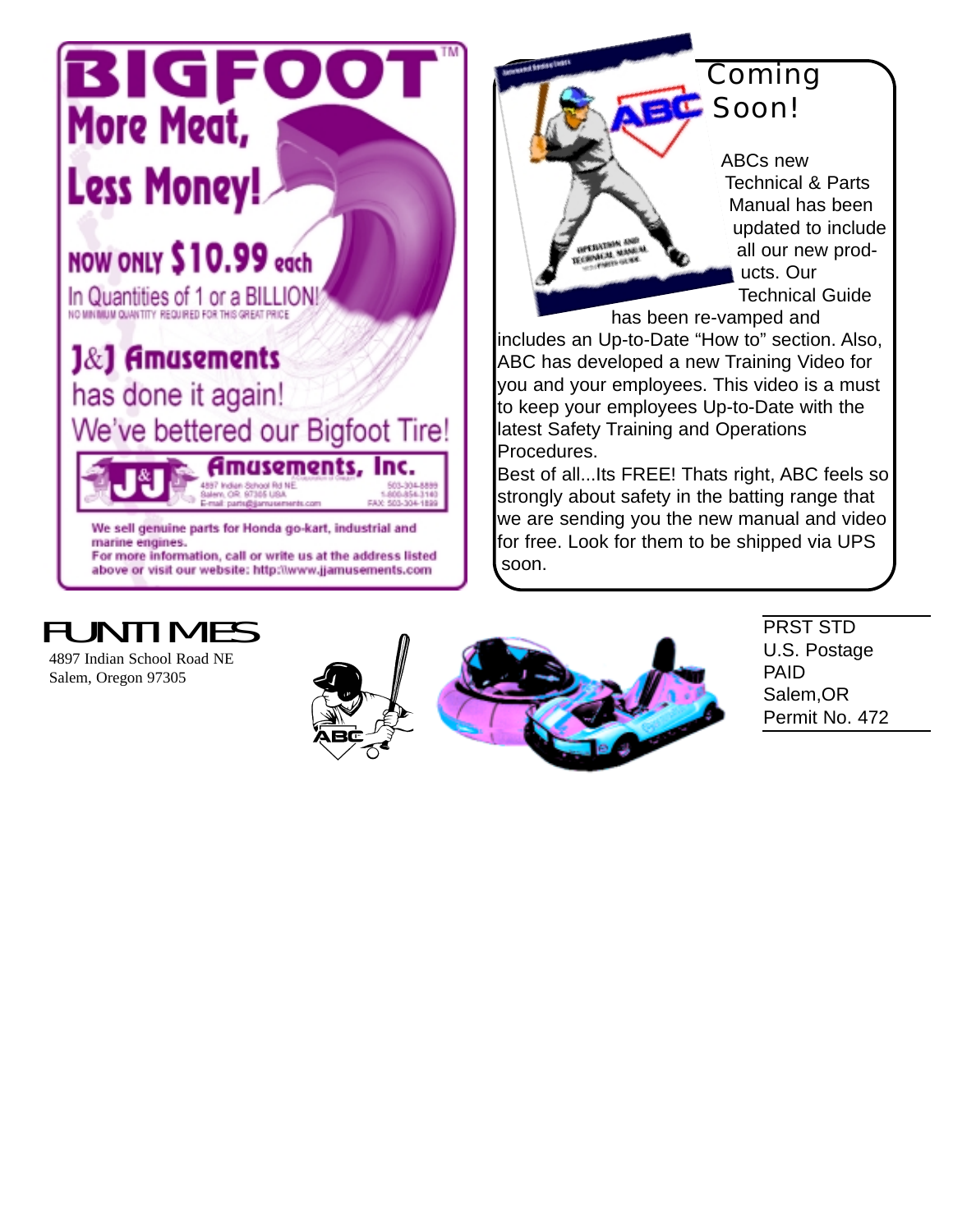# BIGFOOT™

## More Meat, Less Money!

**NOW ONLY $10.99 each**

In Quantities of 1 or a BILLION!

NO MINIMUM QUANTITY REQUIRED FOR THIS GREAT PRICE

## J&J Amusements

has done it again!

We've bettered our Bigfoot Tire!

**J&J Amusements, Inc.**

4897 Indian School Rd NE.
Salem, OR 97305 USA
E-mail parts@jjamusements.com

503-304-8899
1-800-854-3140
FAX 503-304-1899

**We sell genuine parts for Honda go-kart, industrial and marine engines.**
**For more information, call or write us at the address listed above or visit our website: http:\\www.jjamusements.com**

## Coming Soon!

ABCs new Technical & Parts Manual has been updated to include all our new products. Our Technical Guide has been re-vamped and includes an Up-to-Date "How to" section. Also, ABC has developed a new Training Video for you and your employees. This video is a must to keep your employees Up-to-Date with the latest Safety Training and Operations Procedures.

Best of all...Its FREE! Thats right, ABC feels so strongly about safety in the batting range that we are sending you the new manual and video for free. Look for them to be shipped via UPS soon.

FUNTIMES
4897 Indian School Road NE
Salem, Oregon 97305

PRST STD
U.S. Postage
PAID
Salem,OR
Permit No. 472